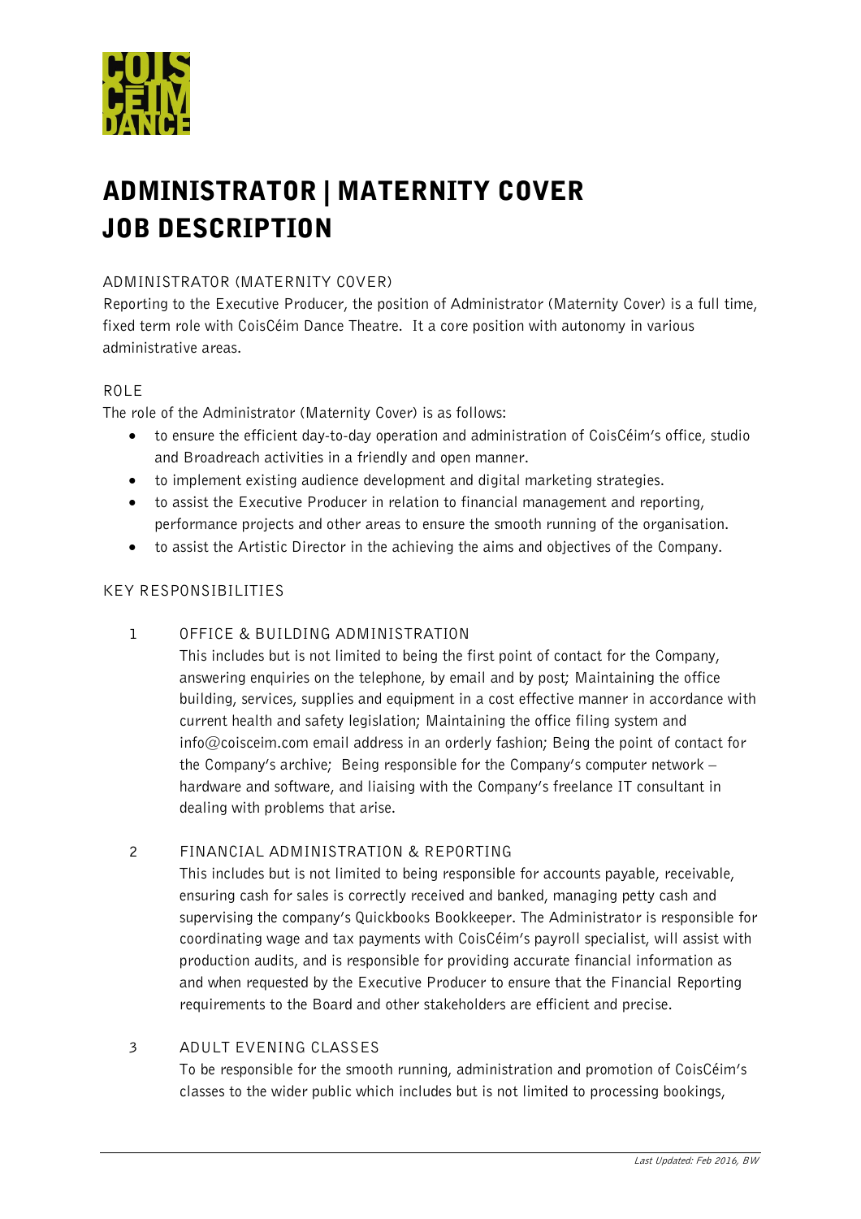# ADMINISTRATOR | MATERNITY COVER JOB DESCRIPTION

## ADMINISTRATOR (MATERNITY COVER)

Reporting to the Executive Producer, the position of Administrator (Maternity Cover) is a full time, fixed term role with CoisCéim Dance Theatre. It a core position with autonomy in various administrative areas.

## ROLE

The role of the Administrator (Maternity Cover) is as follows:

- to ensure the efficient day-to-day operation and administration of CoisCéim's office, studio and Broadreach activities in a friendly and open manner.
- to implement existing audience development and digital marketing strategies.
- to assist the Executive Producer in relation to financial management and reporting, performance projects and other areas to ensure the smooth running of the organisation.
- to assist the Artistic Director in the achieving the aims and objectives of the Company.

## KEY RESPONSIBILITIES

### 1 OFFICE & BUILDING ADMINISTRATION

This includes but is not limited to being the first point of contact for the Company, answering enquiries on the telephone, by email and by post; Maintaining the office building, services, supplies and equipment in a cost effective manner in accordance with current health and safety legislation; Maintaining the office filing system and info@coisceim.com email address in an orderly fashion; Being the point of contact for the Company's archive; Being responsible for the Company's computer network – hardware and software, and liaising with the Company's freelance IT consultant in dealing with problems that arise.

### 2 FINANCIAL ADMINISTRATION & REPORTING

This includes but is not limited to being responsible for accounts payable, receivable, ensuring cash for sales is correctly received and banked, managing petty cash and supervising the company's Quickbooks Bookkeeper. The Administrator is responsible for coordinating wage and tax payments with CoisCéim's payroll specialist, will assist with production audits, and is responsible for providing accurate financial information as and when requested by the Executive Producer to ensure that the Financial Reporting requirements to the Board and other stakeholders are efficient and precise.

### 3 ADULT EVENING CLASSES

To be responsible for the smooth running, administration and promotion of CoisCéim's classes to the wider public which includes but is not limited to processing bookings,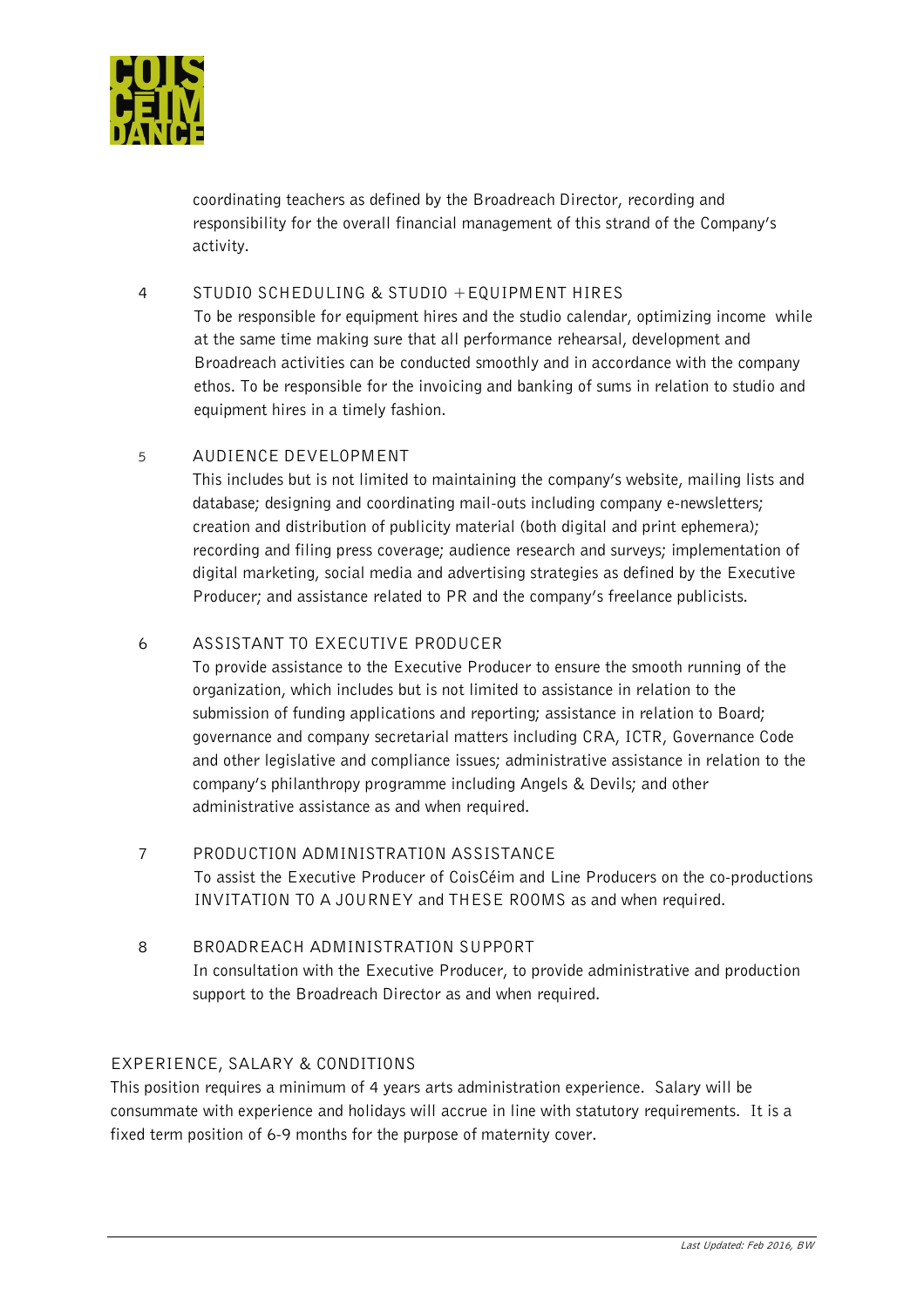coordinating teachers as defined by the Broadreach Director, recording and responsibility for the overall financial management of this strand of the Company's activity.

4 STUDIO SCHEDULING & STUDIO + EQUIPMENT HIRES

To be responsible for equipment hires and the studio calendar, optimizing income while at the same time making sure that all performance rehearsal, development and Broadreach activities can be conducted smoothly and in accordance with the company ethos. To be responsible for the invoicing and banking of sums in relation to studio and equipment hires in a timely fashion.

5 AUDIENCE DEVELOPMENT

This includes but is not limited to maintaining the company's website, mailing lists and database; designing and coordinating mail-outs including company e-newsletters; creation and distribution of publicity material (both digital and print ephemera); recording and filing press coverage; audience research and surveys; implementation of digital marketing, social media and advertising strategies as defined by the Executive Producer; and assistance related to PR and the company's freelance publicists.

6 ASSISTANT TO EXECUTIVE PRODUCER

To provide assistance to the Executive Producer to ensure the smooth running of the organization, which includes but is not limited to assistance in relation to the submission of funding applications and reporting; assistance in relation to Board; governance and company secretarial matters including CRA, ICTR, Governance Code and other legislative and compliance issues; administrative assistance in relation to the company's philanthropy programme including Angels & Devils; and other administrative assistance as and when required.

7 PRODUCTION ADMINISTRATION ASSISTANCE

To assist the Executive Producer of CoisCéim and Line Producers on the co-productions INVITATION TO A JOURNEY and THESE ROOMS as and when required.

8 BROADREACH ADMINISTRATION SUPPORT

In consultation with the Executive Producer, to provide administrative and production support to the Broadreach Director as and when required.

## EXPERIENCE, SALARY & CONDITIONS

This position requires a minimum of 4 years arts administration experience. Salary will be consummate with experience and holidays will accrue in line with statutory requirements. It is a fixed term position of 6-9 months for the purpose of maternity cover.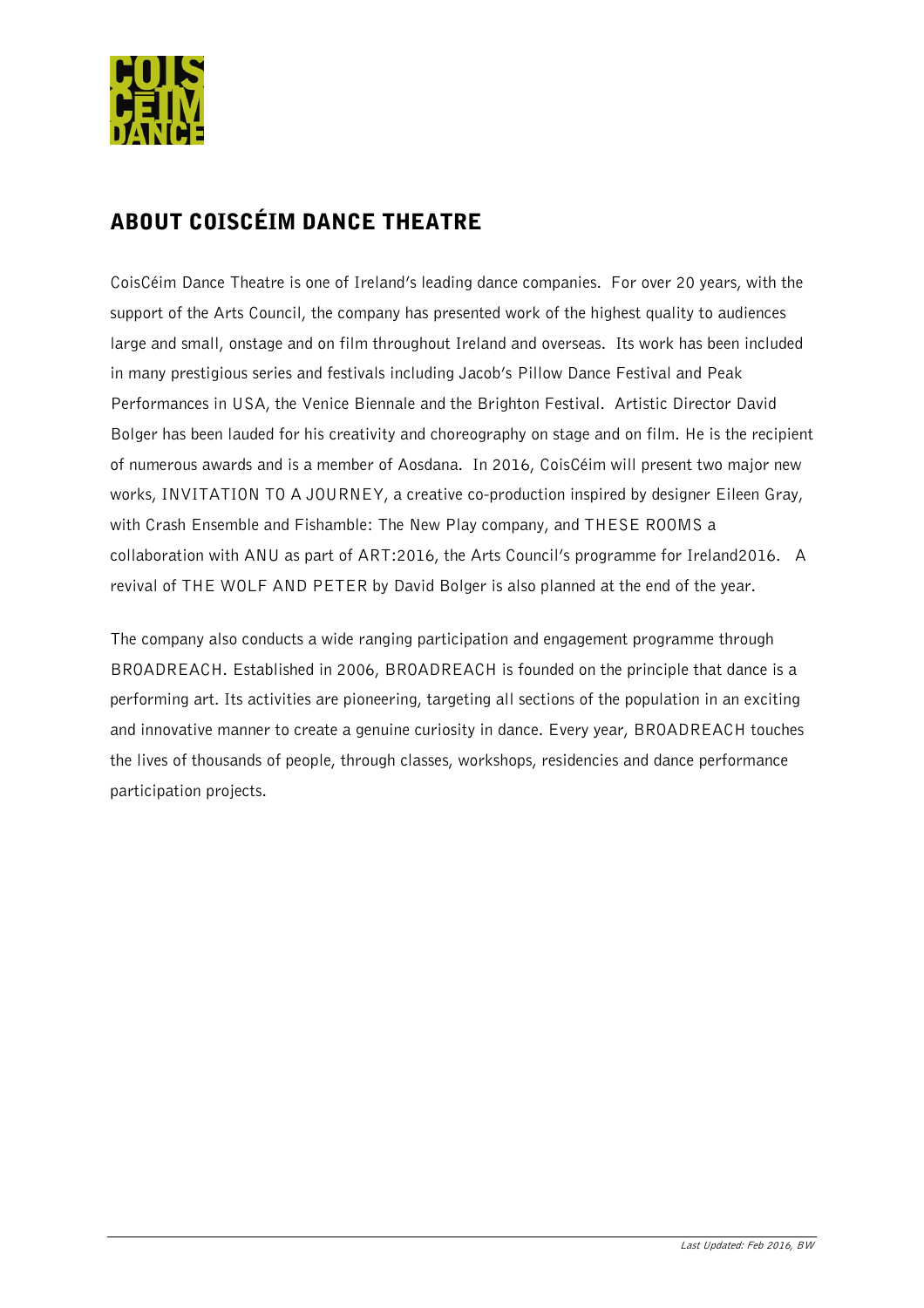## ABOUT COISCÉIM DANCE THEATRE

CoisCéim Dance Theatre is one of Ireland's leading dance companies. For over 20 years, with the support of the Arts Council, the company has presented work of the highest quality to audiences large and small, onstage and on film throughout Ireland and overseas. Its work has been included in many prestigious series and festivals including Jacob's Pillow Dance Festival and Peak Performances in USA, the Venice Biennale and the Brighton Festival. Artistic Director David Bolger has been lauded for his creativity and choreography on stage and on film. He is the recipient of numerous awards and is a member of Aosdana. In 2016, CoisCéim will present two major new works, INVITATION TO A JOURNEY, a creative co-production inspired by designer Eileen Gray, with Crash Ensemble and Fishamble: The New Play company, and THESE ROOMS a collaboration with ANU as part of ART:2016, the Arts Council's programme for Ireland2016. A revival of THE WOLF AND PETER by David Bolger is also planned at the end of the year.

The company also conducts a wide ranging participation and engagement programme through BROADREACH. Established in 2006, BROADREACH is founded on the principle that dance is a performing art. Its activities are pioneering, targeting all sections of the population in an exciting and innovative manner to create a genuine curiosity in dance. Every year, BROADREACH touches the lives of thousands of people, through classes, workshops, residencies and dance performance participation projects.